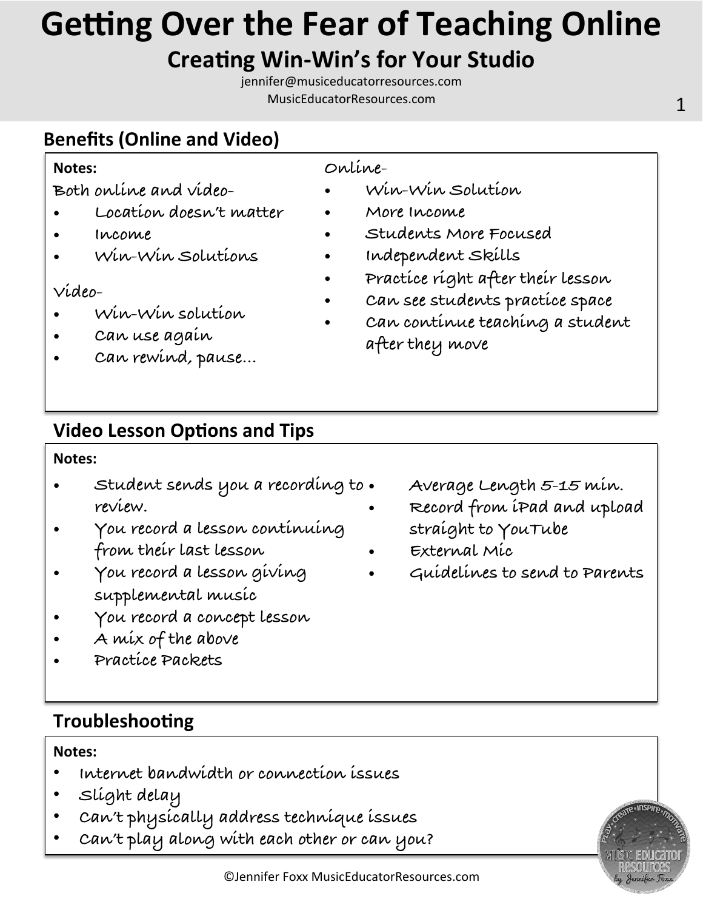# Getting Over the Fear of Teaching Online

## Creating Win-Win's for Your Studio

jennifer@musiceducatorresources.com
MusicEducatorResources.com

## Benefits (Online and Video)

**Notes:**

Both online and video-

- Location doesn't matter
- Income
- Win-Win Solutions

Video-

- Win-Win solution
- Can use again
- Can rewind, pause…

Online-

- Win-Win Solution
- More Income
- Students More Focused
- Independent Skills
- Practice right after their lesson
- Can see students practice space
- Can continue teaching a student after they move

## Video Lesson Options and Tips

**Notes:**

- Student sends you a recording to review.
- You record a lesson continuing from their last lesson
- You record a lesson giving supplemental music
- You record a concept lesson
- A mix of the above
- Practice Packets
- Average Length 5-15 min.
- Record from iPad and upload straight to YouTube
- External Mic
- Guidelines to send to Parents

## Troubleshooting

**Notes:**

- Internet bandwidth or connection issues
- Slight delay
- Can't physically address technique issues
- Can't play along with each other or can you?

©Jennifer Foxx MusicEducatorResources.com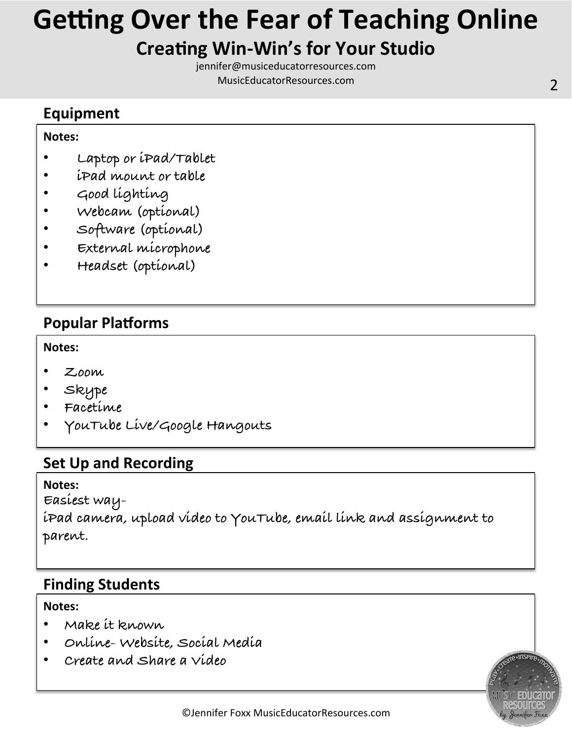# Getting Over the Fear of Teaching Online

## Creating Win-Win's for Your Studio

jennifer@musiceducatorresources.com

MusicEducatorResources.com

### Equipment

**Notes:**

- Laptop or iPad/Tablet
- iPad mount or table
- Good lighting
- Webcam (optional)
- Software (optional)
- External microphone
- Headset (optional)

### Popular Platforms

**Notes:**

- Zoom
- Skype
- Facetime
- YouTube Live/Google Hangouts

### Set Up and Recording

**Notes:**

Easiest way-

iPad camera, upload video to YouTube, email link and assignment to parent.

### Finding Students

**Notes:**

- Make it known
- Online- Website, Social Media
- Create and Share a Video

©Jennifer Foxx MusicEducatorResources.com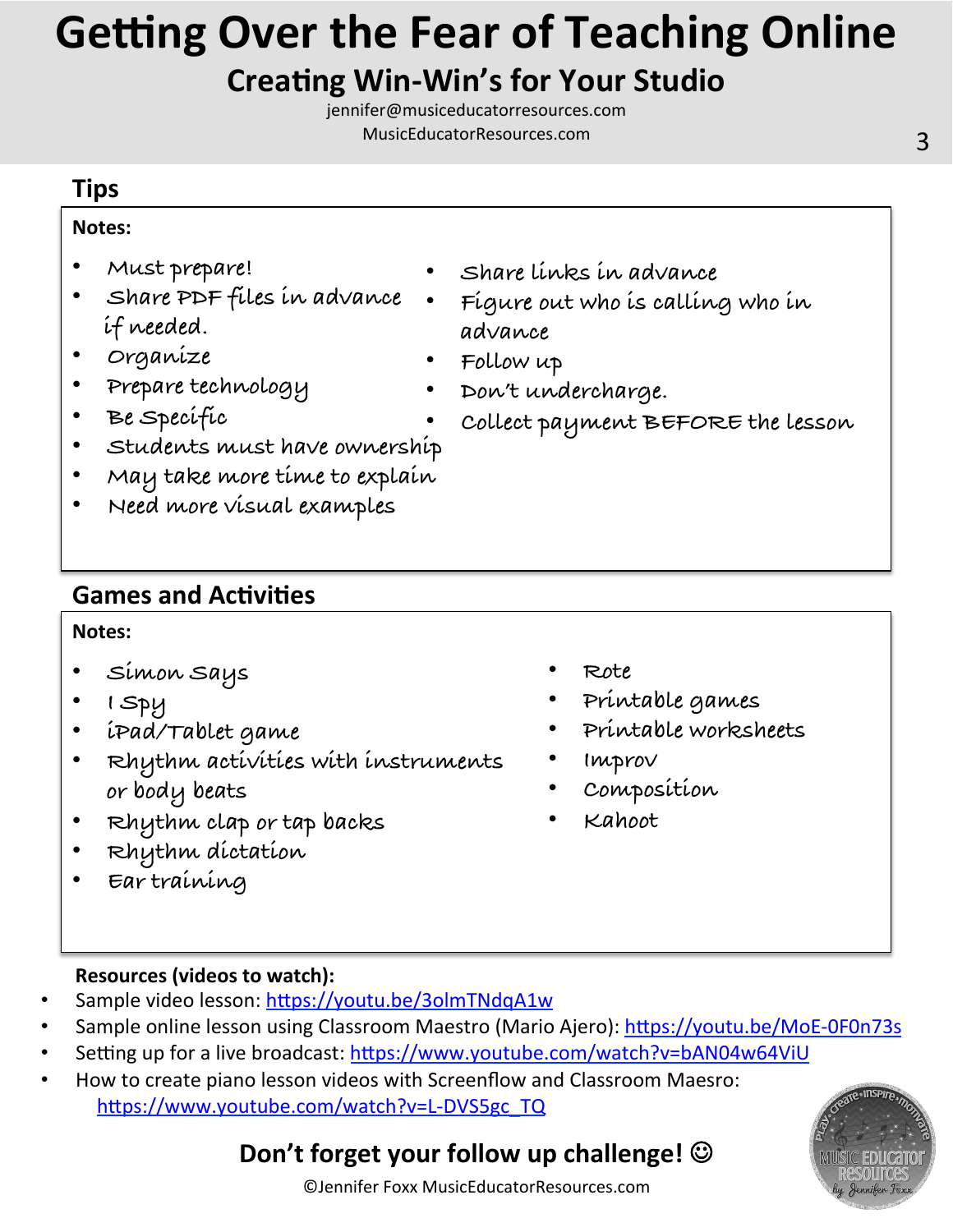# Getting Over the Fear of Teaching Online

## Creating Win-Win's for Your Studio

jennifer@musiceducatorresources.com
MusicEducatorResources.com

## Tips

**Notes:**

- Must prepare!
- Share PDF files in advance if needed.
- Organize
- Prepare technology
- Be Specific
- Students must have ownership
- May take more time to explain
- Need more visual examples
- Share links in advance
- Figure out who is calling who in advance
- Follow up
- Don't undercharge.
- Collect payment BEFORE the lesson

## Games and Activities

**Notes:**

- Simon Says
- I Spy
- iPad/Tablet game
- Rhythm activities with instruments or body beats
- Rhythm clap or tap backs
- Rhythm dictation
- Ear training
- Rote
- Printable games
- Printable worksheets
- Improv
- Composition
- Kahoot

**Resources (videos to watch):**

- Sample video lesson: https://youtu.be/3olmTNdqA1w
- Sample online lesson using Classroom Maestro (Mario Ajero): https://youtu.be/MoE-0F0n73s
- Setting up for a live broadcast: https://www.youtube.com/watch?v=bAN04w64ViU
- How to create piano lesson videos with Screenflow and Classroom Maesro: https://www.youtube.com/watch?v=L-DVS5gc_TQ

**Don't forget your follow up challenge! ☺**

©Jennifer Foxx MusicEducatorResources.com